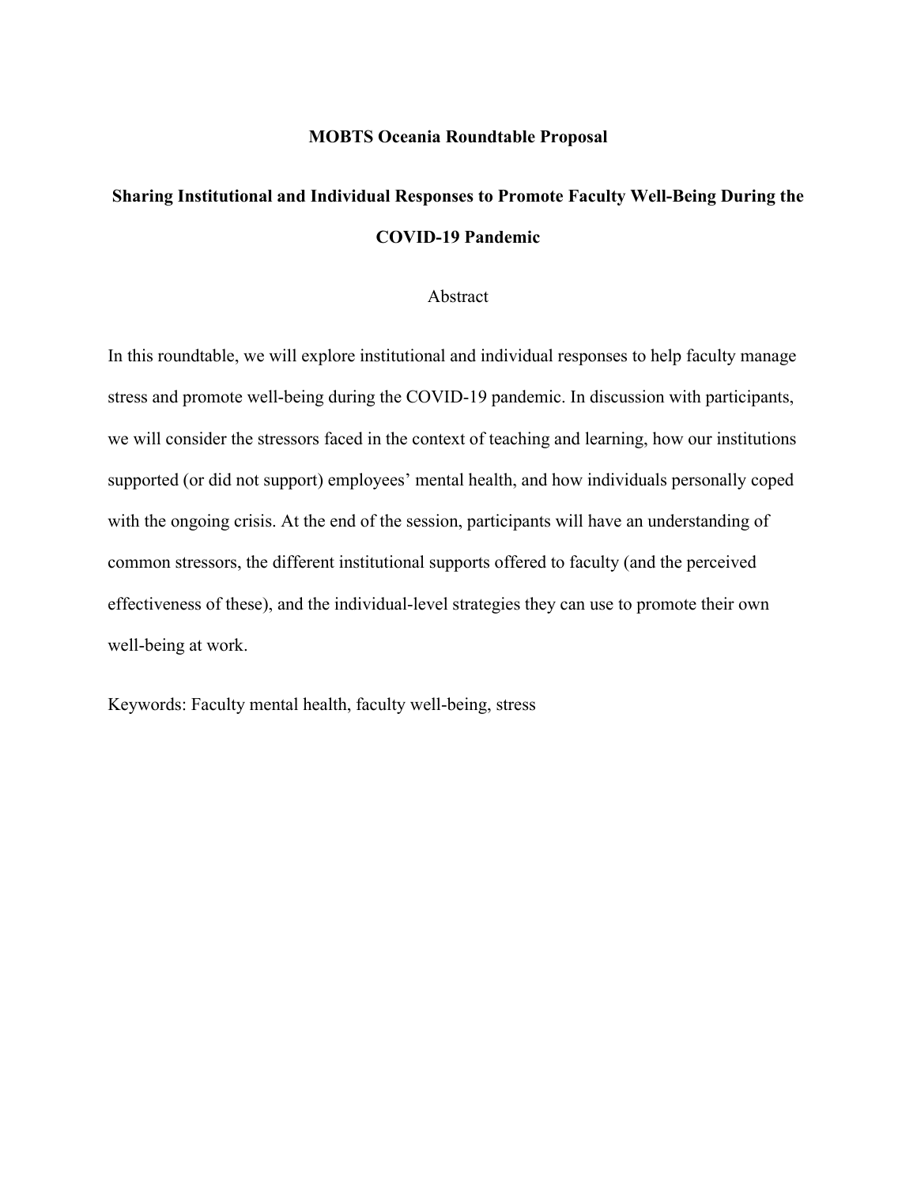**MOBTS Oceania Roundtable Proposal**

# Sharing Institutional and Individual Responses to Promote Faculty Well-Being During the COVID-19 Pandemic

## Abstract

In this roundtable, we will explore institutional and individual responses to help faculty manage stress and promote well-being during the COVID-19 pandemic. In discussion with participants, we will consider the stressors faced in the context of teaching and learning, how our institutions supported (or did not support) employees' mental health, and how individuals personally coped with the ongoing crisis. At the end of the session, participants will have an understanding of common stressors, the different institutional supports offered to faculty (and the perceived effectiveness of these), and the individual-level strategies they can use to promote their own well-being at work.

Keywords: Faculty mental health, faculty well-being, stress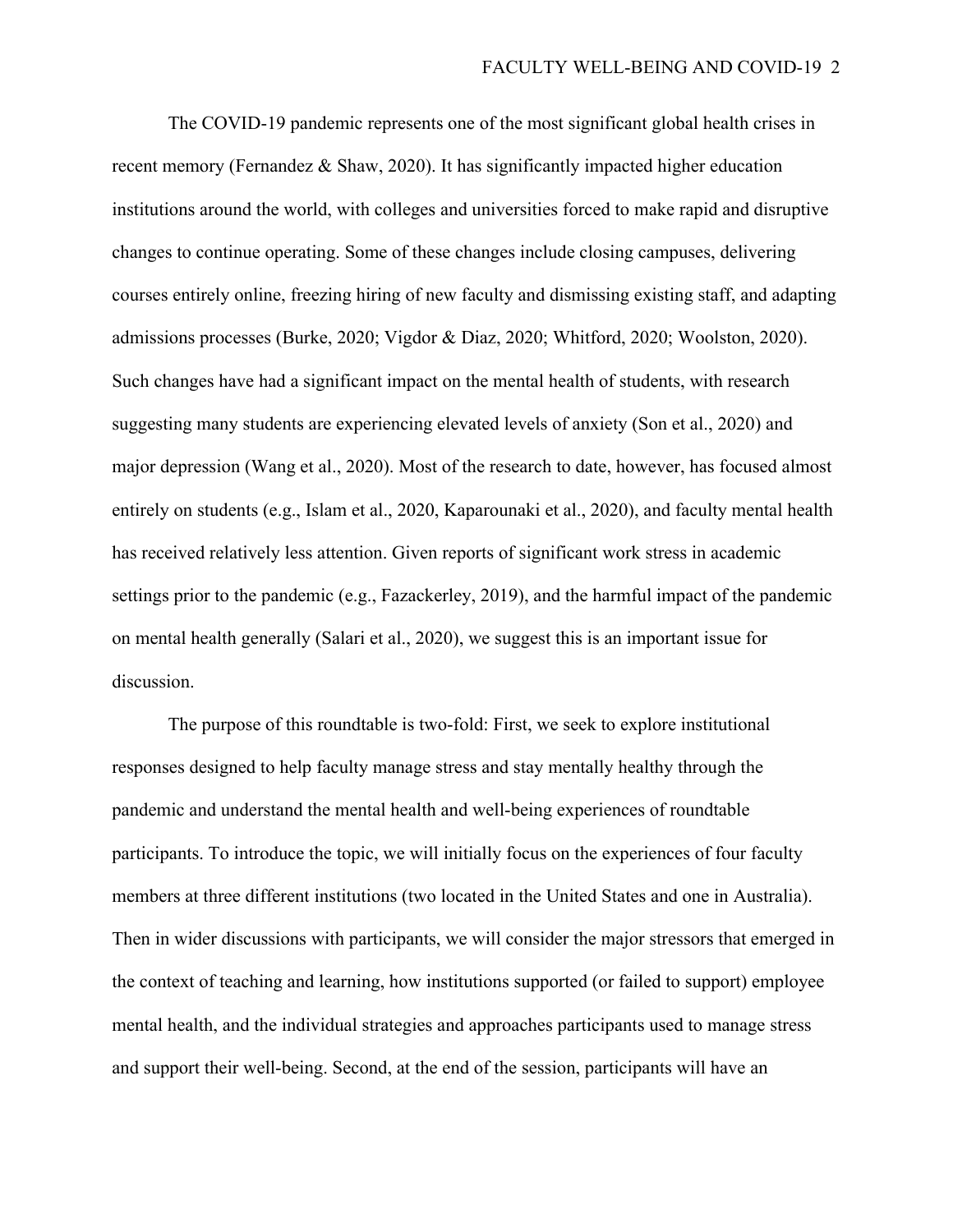The COVID-19 pandemic represents one of the most significant global health crises in recent memory (Fernandez & Shaw, 2020). It has significantly impacted higher education institutions around the world, with colleges and universities forced to make rapid and disruptive changes to continue operating. Some of these changes include closing campuses, delivering courses entirely online, freezing hiring of new faculty and dismissing existing staff, and adapting admissions processes (Burke, 2020; Vigdor & Diaz, 2020; Whitford, 2020; Woolston, 2020). Such changes have had a significant impact on the mental health of students, with research suggesting many students are experiencing elevated levels of anxiety (Son et al., 2020) and major depression (Wang et al., 2020). Most of the research to date, however, has focused almost entirely on students (e.g., Islam et al., 2020, Kaparounaki et al., 2020), and faculty mental health has received relatively less attention. Given reports of significant work stress in academic settings prior to the pandemic (e.g., Fazackerley, 2019), and the harmful impact of the pandemic on mental health generally (Salari et al., 2020), we suggest this is an important issue for discussion.

The purpose of this roundtable is two-fold: First, we seek to explore institutional responses designed to help faculty manage stress and stay mentally healthy through the pandemic and understand the mental health and well-being experiences of roundtable participants. To introduce the topic, we will initially focus on the experiences of four faculty members at three different institutions (two located in the United States and one in Australia). Then in wider discussions with participants, we will consider the major stressors that emerged in the context of teaching and learning, how institutions supported (or failed to support) employee mental health, and the individual strategies and approaches participants used to manage stress and support their well-being. Second, at the end of the session, participants will have an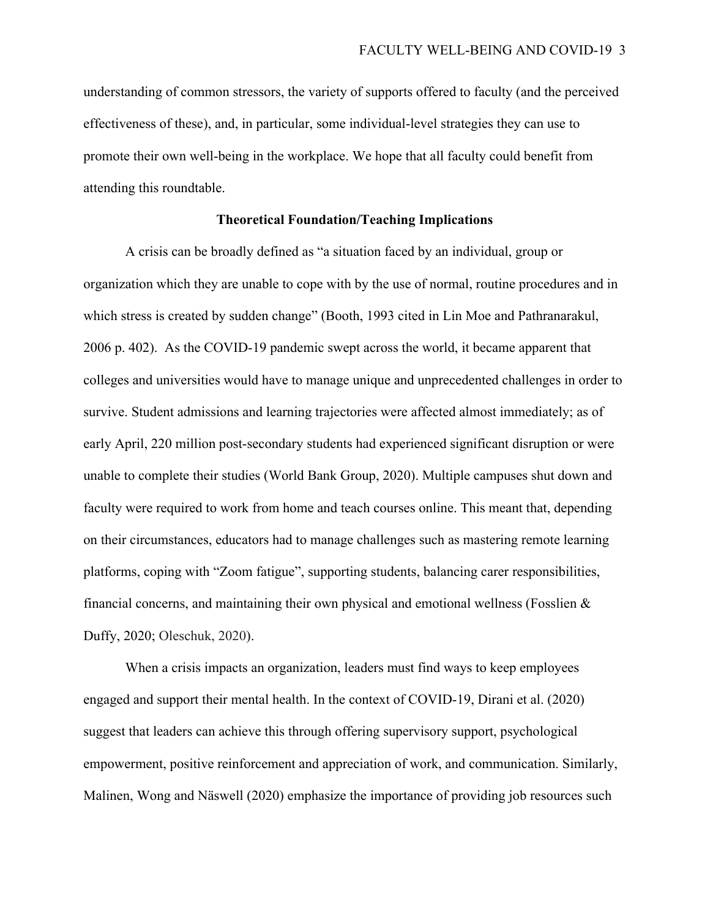understanding of common stressors, the variety of supports offered to faculty (and the perceived effectiveness of these), and, in particular, some individual-level strategies they can use to promote their own well-being in the workplace. We hope that all faculty could benefit from attending this roundtable.

## Theoretical Foundation/Teaching Implications

A crisis can be broadly defined as "a situation faced by an individual, group or organization which they are unable to cope with by the use of normal, routine procedures and in which stress is created by sudden change" (Booth, 1993 cited in Lin Moe and Pathranarakul, 2006 p. 402). As the COVID-19 pandemic swept across the world, it became apparent that colleges and universities would have to manage unique and unprecedented challenges in order to survive. Student admissions and learning trajectories were affected almost immediately; as of early April, 220 million post-secondary students had experienced significant disruption or were unable to complete their studies (World Bank Group, 2020). Multiple campuses shut down and faculty were required to work from home and teach courses online. This meant that, depending on their circumstances, educators had to manage challenges such as mastering remote learning platforms, coping with "Zoom fatigue", supporting students, balancing carer responsibilities, financial concerns, and maintaining their own physical and emotional wellness (Fosslien & Duffy, 2020; Oleschuk, 2020).

When a crisis impacts an organization, leaders must find ways to keep employees engaged and support their mental health. In the context of COVID-19, Dirani et al. (2020) suggest that leaders can achieve this through offering supervisory support, psychological empowerment, positive reinforcement and appreciation of work, and communication. Similarly, Malinen, Wong and Näswell (2020) emphasize the importance of providing job resources such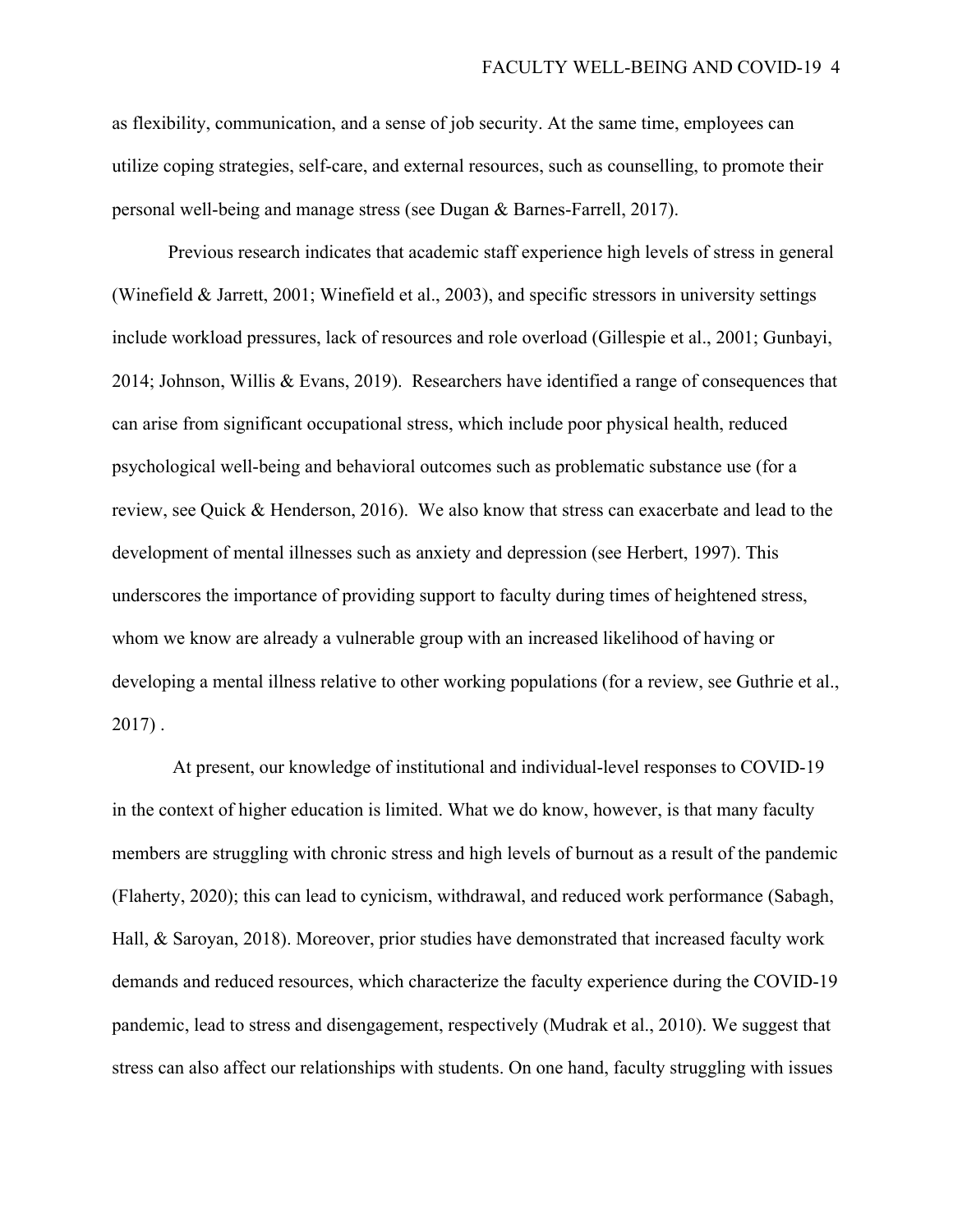as flexibility, communication, and a sense of job security. At the same time, employees can utilize coping strategies, self-care, and external resources, such as counselling, to promote their personal well-being and manage stress (see Dugan & Barnes-Farrell, 2017).

Previous research indicates that academic staff experience high levels of stress in general (Winefield & Jarrett, 2001; Winefield et al., 2003), and specific stressors in university settings include workload pressures, lack of resources and role overload (Gillespie et al., 2001; Gunbayi, 2014; Johnson, Willis & Evans, 2019). Researchers have identified a range of consequences that can arise from significant occupational stress, which include poor physical health, reduced psychological well-being and behavioral outcomes such as problematic substance use (for a review, see Quick & Henderson, 2016). We also know that stress can exacerbate and lead to the development of mental illnesses such as anxiety and depression (see Herbert, 1997). This underscores the importance of providing support to faculty during times of heightened stress, whom we know are already a vulnerable group with an increased likelihood of having or developing a mental illness relative to other working populations (for a review, see Guthrie et al., 2017) .

At present, our knowledge of institutional and individual-level responses to COVID-19 in the context of higher education is limited. What we do know, however, is that many faculty members are struggling with chronic stress and high levels of burnout as a result of the pandemic (Flaherty, 2020); this can lead to cynicism, withdrawal, and reduced work performance (Sabagh, Hall, & Saroyan, 2018). Moreover, prior studies have demonstrated that increased faculty work demands and reduced resources, which characterize the faculty experience during the COVID-19 pandemic, lead to stress and disengagement, respectively (Mudrak et al., 2010). We suggest that stress can also affect our relationships with students. On one hand, faculty struggling with issues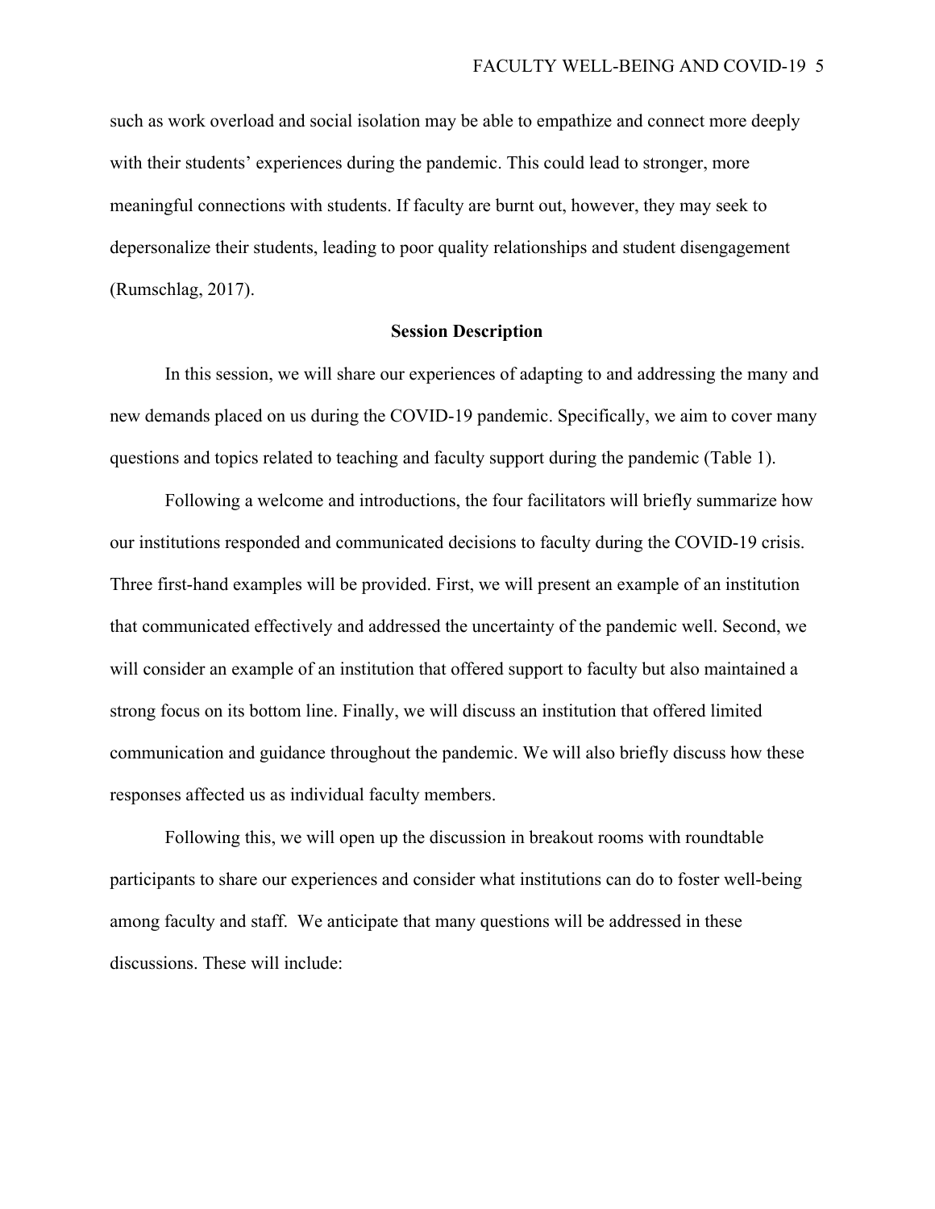such as work overload and social isolation may be able to empathize and connect more deeply with their students' experiences during the pandemic. This could lead to stronger, more meaningful connections with students. If faculty are burnt out, however, they may seek to depersonalize their students, leading to poor quality relationships and student disengagement (Rumschlag, 2017).

## Session Description

In this session, we will share our experiences of adapting to and addressing the many and new demands placed on us during the COVID-19 pandemic. Specifically, we aim to cover many questions and topics related to teaching and faculty support during the pandemic (Table 1).

Following a welcome and introductions, the four facilitators will briefly summarize how our institutions responded and communicated decisions to faculty during the COVID-19 crisis. Three first-hand examples will be provided. First, we will present an example of an institution that communicated effectively and addressed the uncertainty of the pandemic well. Second, we will consider an example of an institution that offered support to faculty but also maintained a strong focus on its bottom line. Finally, we will discuss an institution that offered limited communication and guidance throughout the pandemic. We will also briefly discuss how these responses affected us as individual faculty members.

Following this, we will open up the discussion in breakout rooms with roundtable participants to share our experiences and consider what institutions can do to foster well-being among faculty and staff. We anticipate that many questions will be addressed in these discussions. These will include: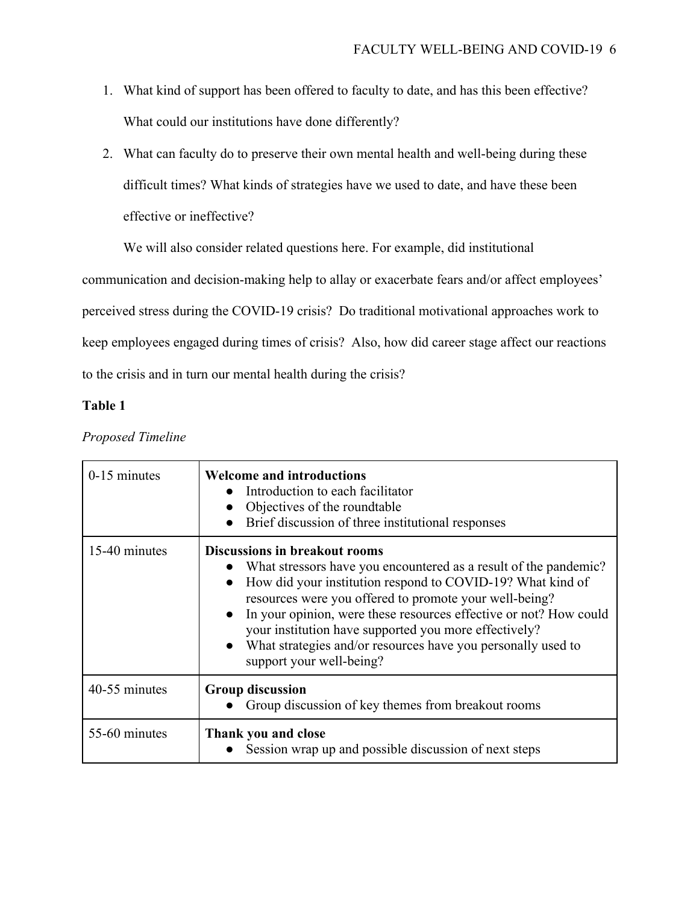1. What kind of support has been offered to faculty to date, and has this been effective? What could our institutions have done differently?
2. What can faculty do to preserve their own mental health and well-being during these difficult times? What kinds of strategies have we used to date, and have these been effective or ineffective?

We will also consider related questions here. For example, did institutional communication and decision-making help to allay or exacerbate fears and/or affect employees' perceived stress during the COVID-19 crisis? Do traditional motivational approaches work to keep employees engaged during times of crisis? Also, how did career stage affect our reactions to the crisis and in turn our mental health during the crisis?

**Table 1**

*Proposed Timeline*

| Time | Activity |
|---|---|
| 0-15 minutes | **Welcome and introductions**<br>● Introduction to each facilitator<br>● Objectives of the roundtable<br>● Brief discussion of three institutional responses |
| 15-40 minutes | **Discussions in breakout rooms**<br>● What stressors have you encountered as a result of the pandemic?<br>● How did your institution respond to COVID-19? What kind of resources were you offered to promote your well-being?<br>● In your opinion, were these resources effective or not? How could your institution have supported you more effectively?<br>● What strategies and/or resources have you personally used to support your well-being? |
| 40-55 minutes | **Group discussion**<br>● Group discussion of key themes from breakout rooms |
| 55-60 minutes | **Thank you and close**<br>● Session wrap up and possible discussion of next steps |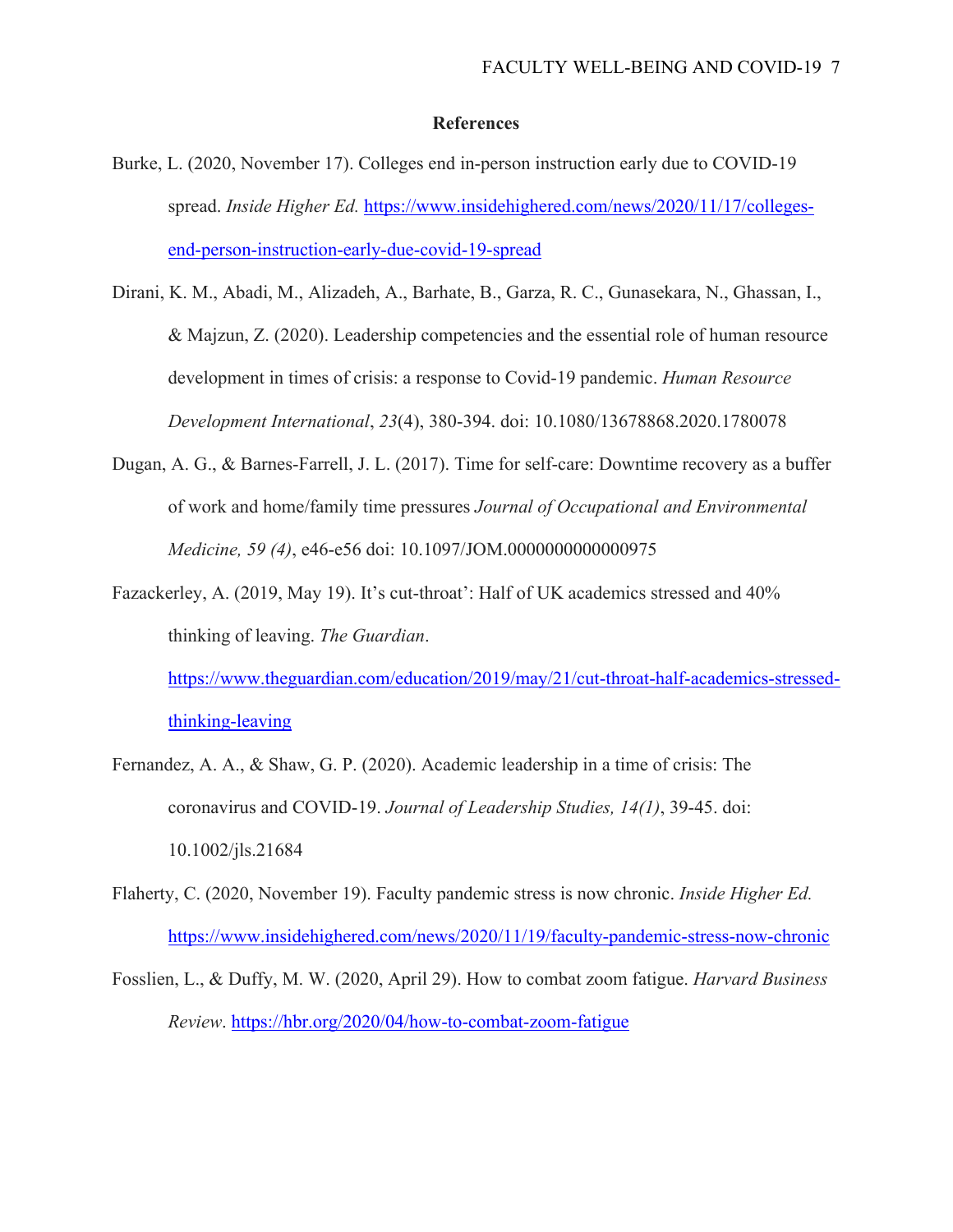## References

Burke, L. (2020, November 17). Colleges end in-person instruction early due to COVID-19 spread. *Inside Higher Ed.* https://www.insidehighered.com/news/2020/11/17/colleges-end-person-instruction-early-due-covid-19-spread

Dirani, K. M., Abadi, M., Alizadeh, A., Barhate, B., Garza, R. C., Gunasekara, N., Ghassan, I., & Majzun, Z. (2020). Leadership competencies and the essential role of human resource development in times of crisis: a response to Covid-19 pandemic. *Human Resource Development International*, *23*(4), 380-394. doi: 10.1080/13678868.2020.1780078

Dugan, A. G., & Barnes-Farrell, J. L. (2017). Time for self-care: Downtime recovery as a buffer of work and home/family time pressures *Journal of Occupational and Environmental Medicine, 59 (4)*, e46-e56 doi: 10.1097/JOM.0000000000000975

Fazackerley, A. (2019, May 19). It's cut-throat': Half of UK academics stressed and 40% thinking of leaving. *The Guardian*. https://www.theguardian.com/education/2019/may/21/cut-throat-half-academics-stressed-thinking-leaving

Fernandez, A. A., & Shaw, G. P. (2020). Academic leadership in a time of crisis: The coronavirus and COVID-19. *Journal of Leadership Studies, 14(1)*, 39-45. doi: 10.1002/jls.21684

Flaherty, C. (2020, November 19). Faculty pandemic stress is now chronic. *Inside Higher Ed.* https://www.insidehighered.com/news/2020/11/19/faculty-pandemic-stress-now-chronic

Fosslien, L., & Duffy, M. W. (2020, April 29). How to combat zoom fatigue. *Harvard Business Review*. https://hbr.org/2020/04/how-to-combat-zoom-fatigue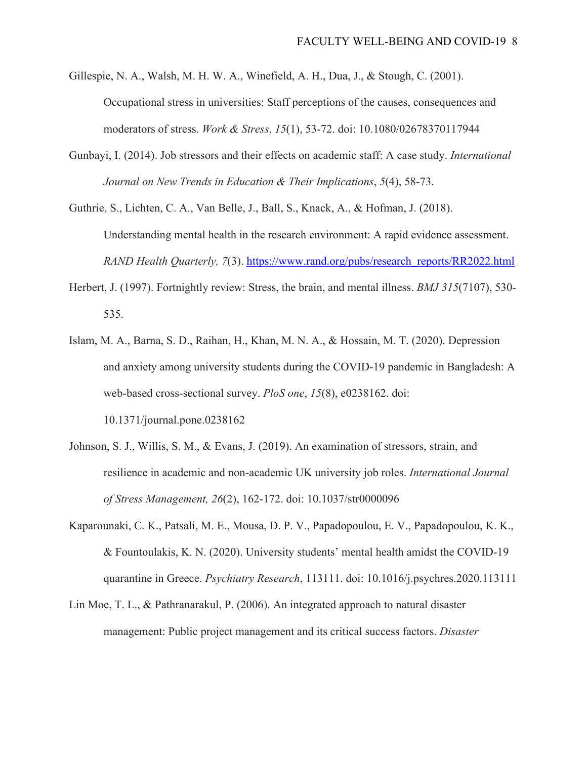Gillespie, N. A., Walsh, M. H. W. A., Winefield, A. H., Dua, J., & Stough, C. (2001). Occupational stress in universities: Staff perceptions of the causes, consequences and moderators of stress. *Work & Stress*, *15*(1), 53-72. doi: 10.1080/02678370117944

Gunbayi, I. (2014). Job stressors and their effects on academic staff: A case study. *International Journal on New Trends in Education & Their Implications*, *5*(4), 58-73.

Guthrie, S., Lichten, C. A., Van Belle, J., Ball, S., Knack, A., & Hofman, J. (2018). Understanding mental health in the research environment: A rapid evidence assessment. *RAND Health Quarterly, 7*(3). https://www.rand.org/pubs/research_reports/RR2022.html

Herbert, J. (1997). Fortnightly review: Stress, the brain, and mental illness. *BMJ 315*(7107), 530-535.

Islam, M. A., Barna, S. D., Raihan, H., Khan, M. N. A., & Hossain, M. T. (2020). Depression and anxiety among university students during the COVID-19 pandemic in Bangladesh: A web-based cross-sectional survey. *PloS one*, *15*(8), e0238162. doi: 10.1371/journal.pone.0238162

Johnson, S. J., Willis, S. M., & Evans, J. (2019). An examination of stressors, strain, and resilience in academic and non-academic UK university job roles. *International Journal of Stress Management, 26*(2), 162-172. doi: 10.1037/str0000096

Kaparounaki, C. K., Patsali, M. E., Mousa, D. P. V., Papadopoulou, E. V., Papadopoulou, K. K., & Fountoulakis, K. N. (2020). University students' mental health amidst the COVID-19 quarantine in Greece. *Psychiatry Research*, 113111. doi: 10.1016/j.psychres.2020.113111

Lin Moe, T. L., & Pathranarakul, P. (2006). An integrated approach to natural disaster management: Public project management and its critical success factors. *Disaster*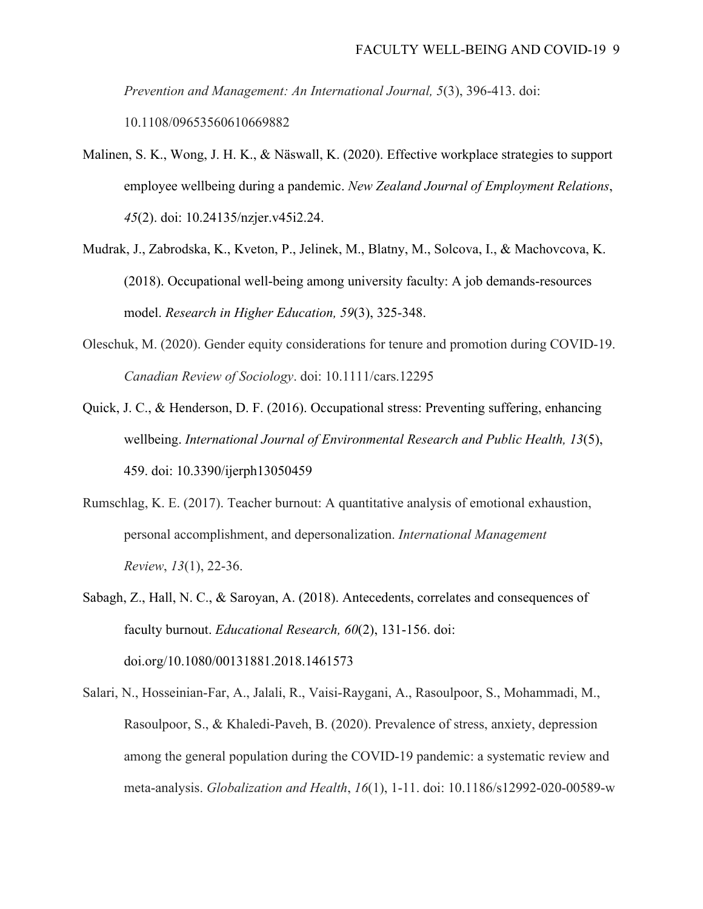*Prevention and Management: An International Journal, 5*(3), 396-413. doi: 10.1108/09653560610669882

Malinen, S. K., Wong, J. H. K., & Näswall, K. (2020). Effective workplace strategies to support employee wellbeing during a pandemic. *New Zealand Journal of Employment Relations*, *45*(2). doi: 10.24135/nzjer.v45i2.24.

Mudrak, J., Zabrodska, K., Kveton, P., Jelinek, M., Blatny, M., Solcova, I., & Machovcova, K. (2018). Occupational well-being among university faculty: A job demands-resources model. *Research in Higher Education, 59*(3), 325-348.

Oleschuk, M. (2020). Gender equity considerations for tenure and promotion during COVID-19. *Canadian Review of Sociology*. doi: 10.1111/cars.12295

Quick, J. C., & Henderson, D. F. (2016). Occupational stress: Preventing suffering, enhancing wellbeing. *International Journal of Environmental Research and Public Health, 13*(5), 459. doi: 10.3390/ijerph13050459

Rumschlag, K. E. (2017). Teacher burnout: A quantitative analysis of emotional exhaustion, personal accomplishment, and depersonalization. *International Management Review*, *13*(1), 22-36.

Sabagh, Z., Hall, N. C., & Saroyan, A. (2018). Antecedents, correlates and consequences of faculty burnout. *Educational Research, 60*(2), 131-156. doi: doi.org/10.1080/00131881.2018.1461573

Salari, N., Hosseinian-Far, A., Jalali, R., Vaisi-Raygani, A., Rasoulpoor, S., Mohammadi, M., Rasoulpoor, S., & Khaledi-Paveh, B. (2020). Prevalence of stress, anxiety, depression among the general population during the COVID-19 pandemic: a systematic review and meta-analysis. *Globalization and Health*, *16*(1), 1-11. doi: 10.1186/s12992-020-00589-w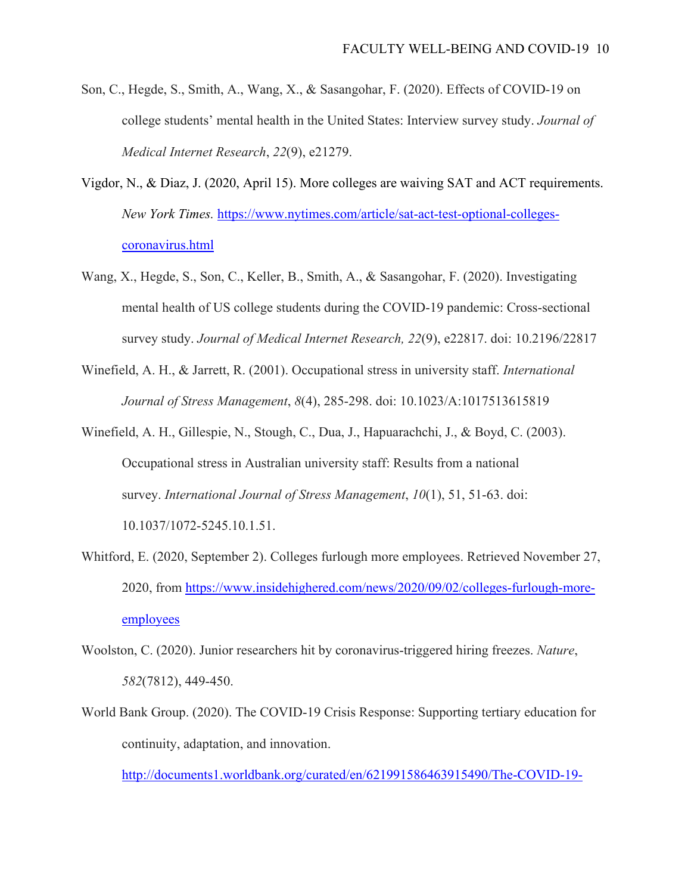Son, C., Hegde, S., Smith, A., Wang, X., & Sasangohar, F. (2020). Effects of COVID-19 on college students' mental health in the United States: Interview survey study. *Journal of Medical Internet Research*, *22*(9), e21279.

Vigdor, N., & Diaz, J. (2020, April 15). More colleges are waiving SAT and ACT requirements. *New York Times.* https://www.nytimes.com/article/sat-act-test-optional-colleges-coronavirus.html

Wang, X., Hegde, S., Son, C., Keller, B., Smith, A., & Sasangohar, F. (2020). Investigating mental health of US college students during the COVID-19 pandemic: Cross-sectional survey study. *Journal of Medical Internet Research, 22*(9), e22817. doi: 10.2196/22817

Winefield, A. H., & Jarrett, R. (2001). Occupational stress in university staff. *International Journal of Stress Management*, *8*(4), 285-298. doi: 10.1023/A:1017513615819

Winefield, A. H., Gillespie, N., Stough, C., Dua, J., Hapuarachchi, J., & Boyd, C. (2003). Occupational stress in Australian university staff: Results from a national survey. *International Journal of Stress Management*, *10*(1), 51, 51-63. doi: 10.1037/1072-5245.10.1.51.

Whitford, E. (2020, September 2). Colleges furlough more employees. Retrieved November 27, 2020, from https://www.insidehighered.com/news/2020/09/02/colleges-furlough-more-employees

Woolston, C. (2020). Junior researchers hit by coronavirus-triggered hiring freezes. *Nature*, *582*(7812), 449-450.

World Bank Group. (2020). The COVID-19 Crisis Response: Supporting tertiary education for continuity, adaptation, and innovation. http://documents1.worldbank.org/curated/en/621991586463915490/The-COVID-19-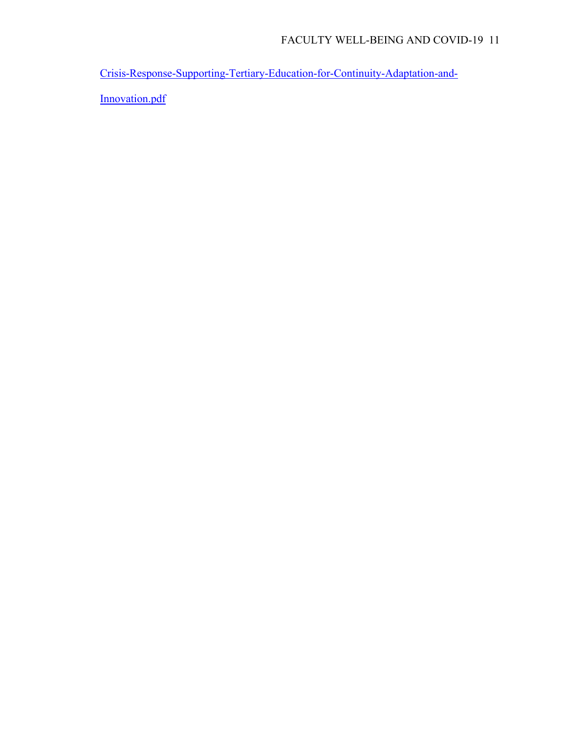Crisis-Response-Supporting-Tertiary-Education-for-Continuity-Adaptation-and-Innovation.pdf